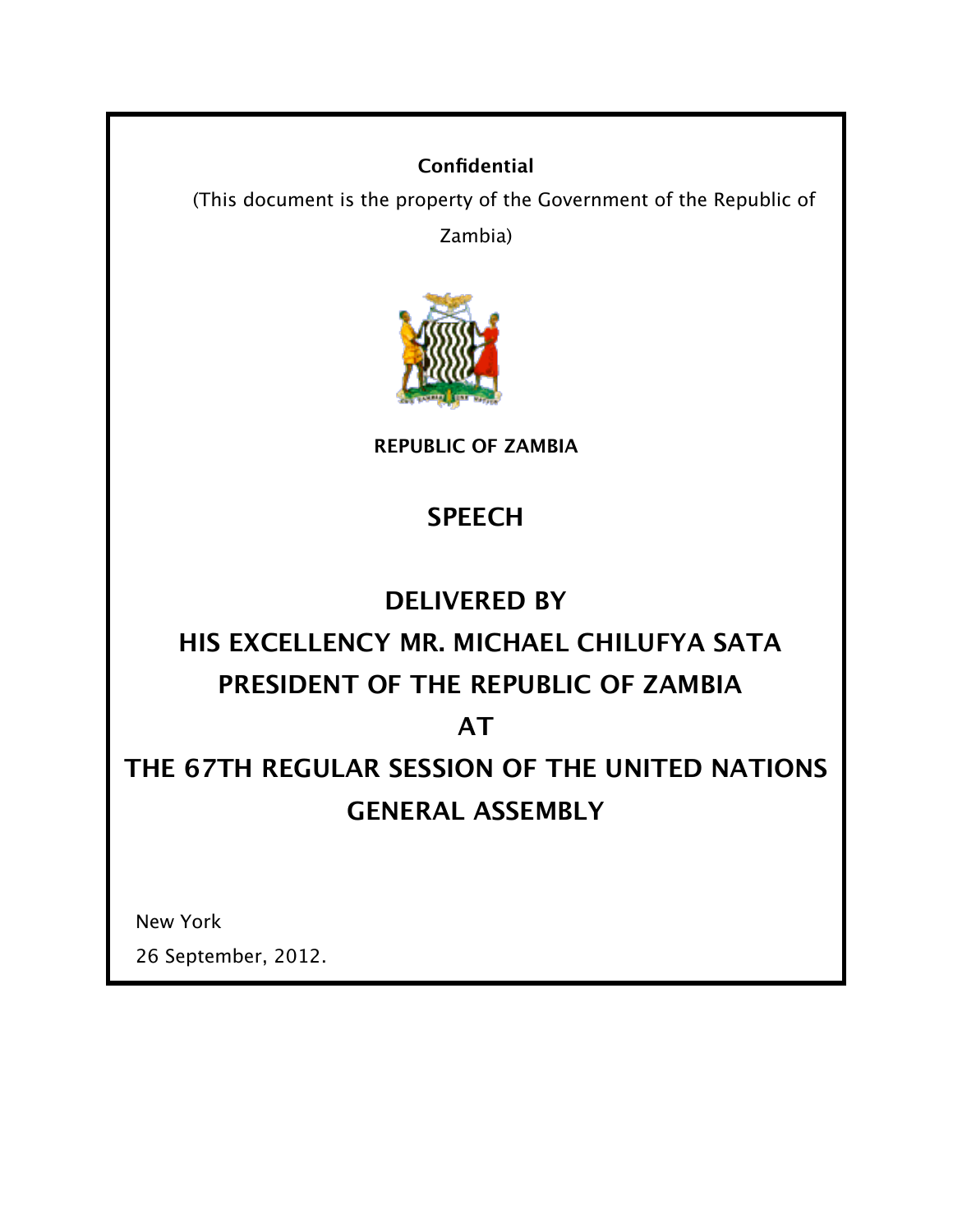**Confidential**

(This document is the property of the Government of the Republic of Zambia)

**REPUBLIC OF ZAMBIA**

# SPEECH

## DELIVERED BY

## HIS EXCELLENCY MR. MICHAEL CHILUFYA SATA

## PRESIDENT OF THE REPUBLIC OF ZAMBIA

## AT

## THE 67TH REGULAR SESSION OF THE UNITED NATIONS GENERAL ASSEMBLY

New York

26 September, 2012.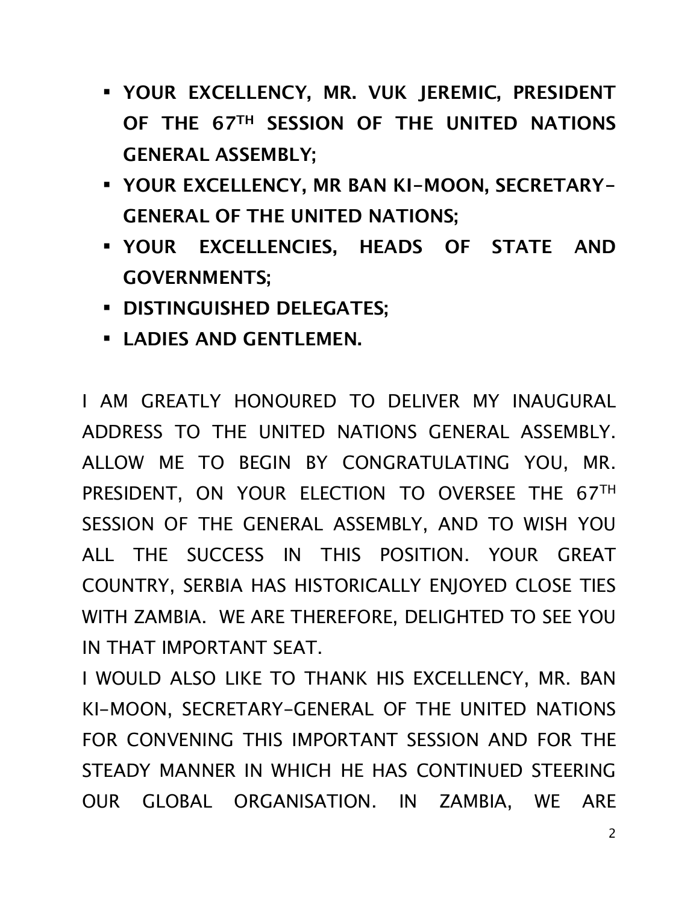- **YOUR EXCELLENCY, MR. VUK JEREMIC, PRESIDENT OF THE 67TH SESSION OF THE UNITED NATIONS GENERAL ASSEMBLY;**
- **YOUR EXCELLENCY, MR BAN KI-MOON, SECRETARY-GENERAL OF THE UNITED NATIONS;**
- **YOUR EXCELLENCIES, HEADS OF STATE AND GOVERNMENTS;**
- **DISTINGUISHED DELEGATES;**
- **LADIES AND GENTLEMEN.**

I AM GREATLY HONOURED TO DELIVER MY INAUGURAL ADDRESS TO THE UNITED NATIONS GENERAL ASSEMBLY. ALLOW ME TO BEGIN BY CONGRATULATING YOU, MR. PRESIDENT, ON YOUR ELECTION TO OVERSEE THE 67TH SESSION OF THE GENERAL ASSEMBLY, AND TO WISH YOU ALL THE SUCCESS IN THIS POSITION. YOUR GREAT COUNTRY, SERBIA HAS HISTORICALLY ENJOYED CLOSE TIES WITH ZAMBIA. WE ARE THEREFORE, DELIGHTED TO SEE YOU IN THAT IMPORTANT SEAT.

I WOULD ALSO LIKE TO THANK HIS EXCELLENCY, MR. BAN KI-MOON, SECRETARY-GENERAL OF THE UNITED NATIONS FOR CONVENING THIS IMPORTANT SESSION AND FOR THE STEADY MANNER IN WHICH HE HAS CONTINUED STEERING OUR GLOBAL ORGANISATION. IN ZAMBIA, WE ARE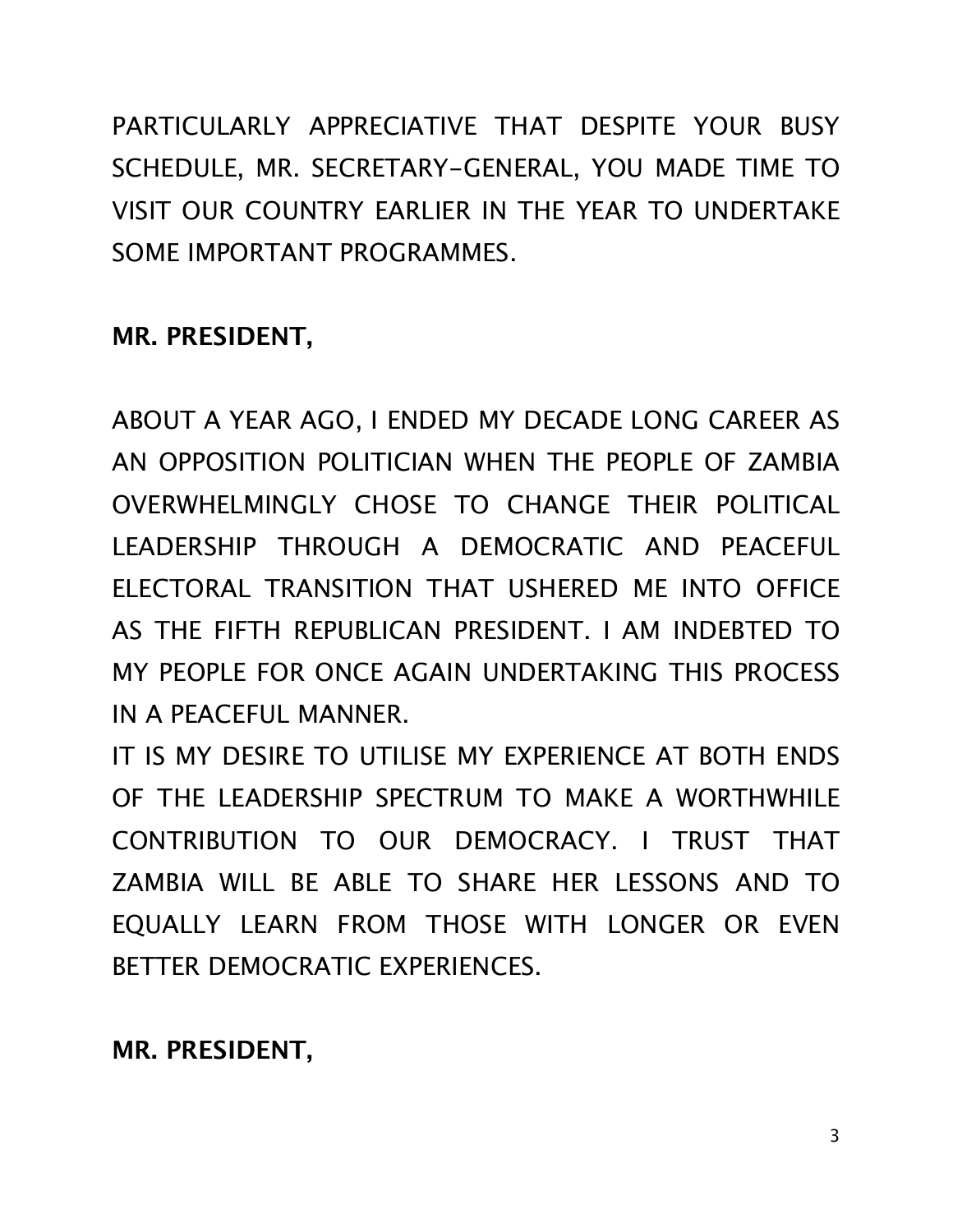PARTICULARLY APPRECIATIVE THAT DESPITE YOUR BUSY SCHEDULE, MR. SECRETARY-GENERAL, YOU MADE TIME TO VISIT OUR COUNTRY EARLIER IN THE YEAR TO UNDERTAKE SOME IMPORTANT PROGRAMMES.

**MR. PRESIDENT,**

ABOUT A YEAR AGO, I ENDED MY DECADE LONG CAREER AS AN OPPOSITION POLITICIAN WHEN THE PEOPLE OF ZAMBIA OVERWHELMINGLY CHOSE TO CHANGE THEIR POLITICAL LEADERSHIP THROUGH A DEMOCRATIC AND PEACEFUL ELECTORAL TRANSITION THAT USHERED ME INTO OFFICE AS THE FIFTH REPUBLICAN PRESIDENT. I AM INDEBTED TO MY PEOPLE FOR ONCE AGAIN UNDERTAKING THIS PROCESS IN A PEACEFUL MANNER.

IT IS MY DESIRE TO UTILISE MY EXPERIENCE AT BOTH ENDS OF THE LEADERSHIP SPECTRUM TO MAKE A WORTHWHILE CONTRIBUTION TO OUR DEMOCRACY. I TRUST THAT ZAMBIA WILL BE ABLE TO SHARE HER LESSONS AND TO EQUALLY LEARN FROM THOSE WITH LONGER OR EVEN BETTER DEMOCRATIC EXPERIENCES.

**MR. PRESIDENT,**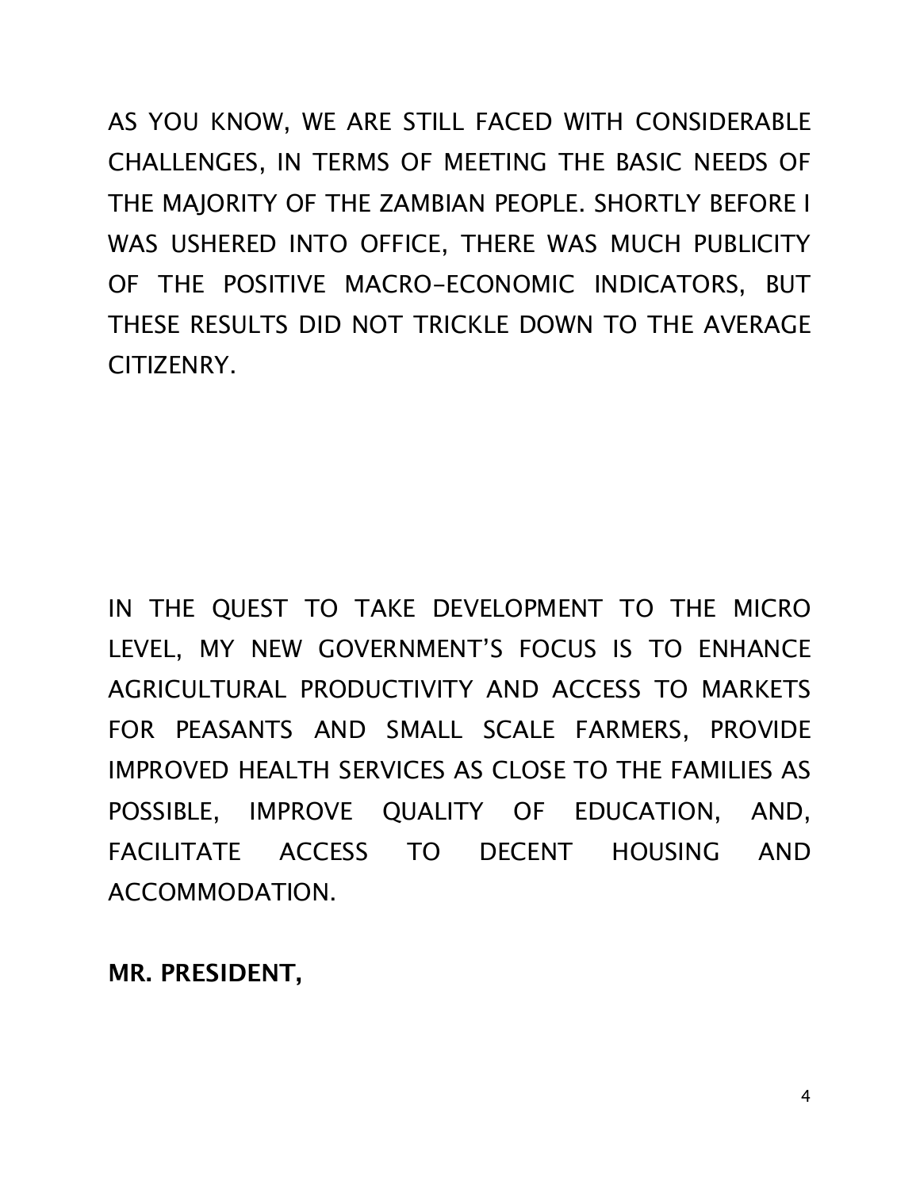AS YOU KNOW, WE ARE STILL FACED WITH CONSIDERABLE CHALLENGES, IN TERMS OF MEETING THE BASIC NEEDS OF THE MAJORITY OF THE ZAMBIAN PEOPLE. SHORTLY BEFORE I WAS USHERED INTO OFFICE, THERE WAS MUCH PUBLICITY OF THE POSITIVE MACRO-ECONOMIC INDICATORS, BUT THESE RESULTS DID NOT TRICKLE DOWN TO THE AVERAGE CITIZENRY.

IN THE QUEST TO TAKE DEVELOPMENT TO THE MICRO LEVEL, MY NEW GOVERNMENT'S FOCUS IS TO ENHANCE AGRICULTURAL PRODUCTIVITY AND ACCESS TO MARKETS FOR PEASANTS AND SMALL SCALE FARMERS, PROVIDE IMPROVED HEALTH SERVICES AS CLOSE TO THE FAMILIES AS POSSIBLE, IMPROVE QUALITY OF EDUCATION, AND, FACILITATE ACCESS TO DECENT HOUSING AND ACCOMMODATION.

**MR. PRESIDENT,**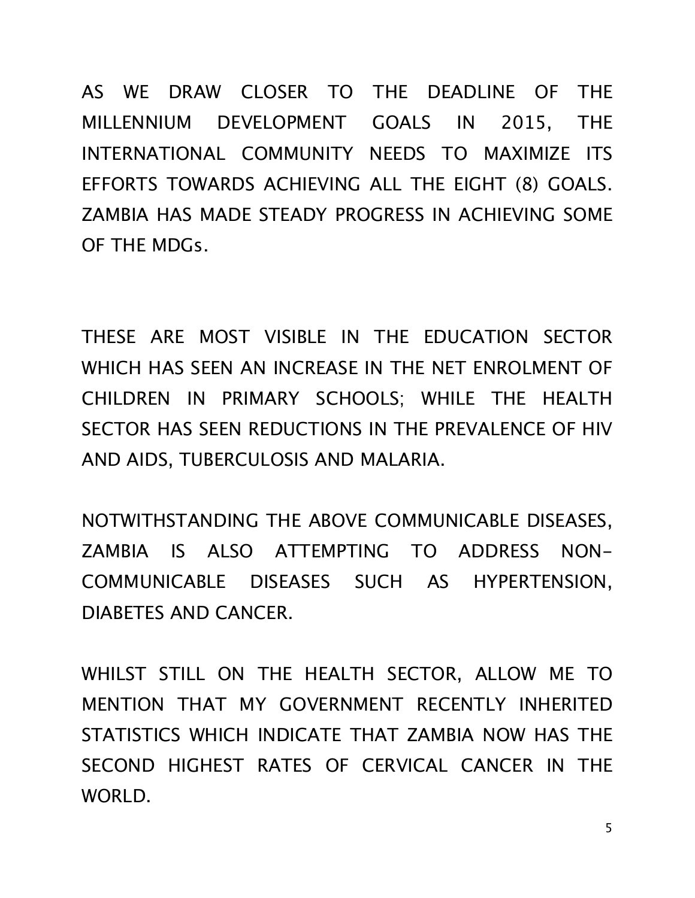AS WE DRAW CLOSER TO THE DEADLINE OF THE MILLENNIUM DEVELOPMENT GOALS IN 2015, THE INTERNATIONAL COMMUNITY NEEDS TO MAXIMIZE ITS EFFORTS TOWARDS ACHIEVING ALL THE EIGHT (8) GOALS. ZAMBIA HAS MADE STEADY PROGRESS IN ACHIEVING SOME OF THE MDGs.

THESE ARE MOST VISIBLE IN THE EDUCATION SECTOR WHICH HAS SEEN AN INCREASE IN THE NET ENROLMENT OF CHILDREN IN PRIMARY SCHOOLS; WHILE THE HEALTH SECTOR HAS SEEN REDUCTIONS IN THE PREVALENCE OF HIV AND AIDS, TUBERCULOSIS AND MALARIA.

NOTWITHSTANDING THE ABOVE COMMUNICABLE DISEASES, ZAMBIA IS ALSO ATTEMPTING TO ADDRESS NON-COMMUNICABLE DISEASES SUCH AS HYPERTENSION, DIABETES AND CANCER.

WHILST STILL ON THE HEALTH SECTOR, ALLOW ME TO MENTION THAT MY GOVERNMENT RECENTLY INHERITED STATISTICS WHICH INDICATE THAT ZAMBIA NOW HAS THE SECOND HIGHEST RATES OF CERVICAL CANCER IN THE WORLD.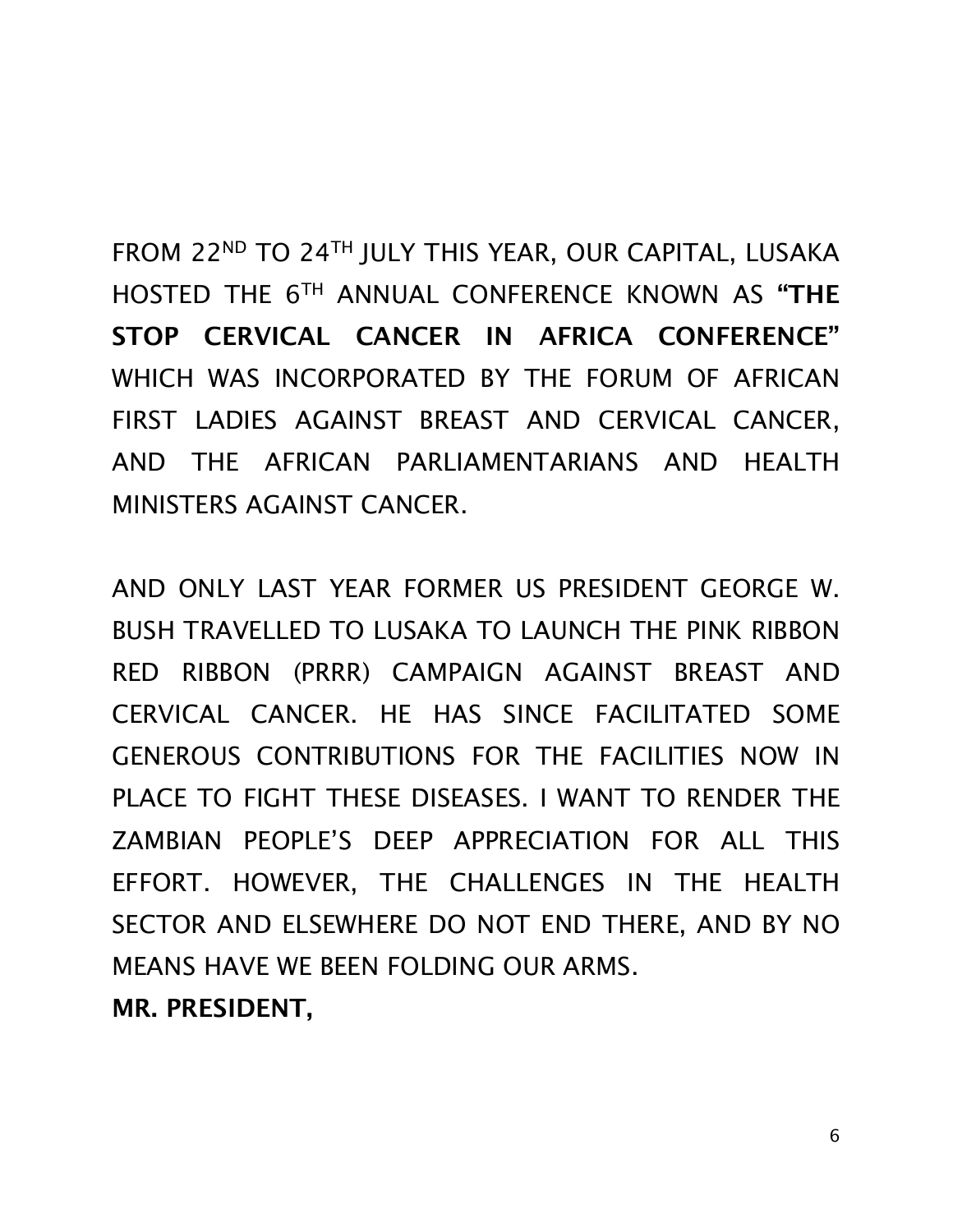FROM 22ND TO 24TH JULY THIS YEAR, OUR CAPITAL, LUSAKA HOSTED THE 6TH ANNUAL CONFERENCE KNOWN AS **"THE STOP CERVICAL CANCER IN AFRICA CONFERENCE"** WHICH WAS INCORPORATED BY THE FORUM OF AFRICAN FIRST LADIES AGAINST BREAST AND CERVICAL CANCER, AND THE AFRICAN PARLIAMENTARIANS AND HEALTH MINISTERS AGAINST CANCER.

AND ONLY LAST YEAR FORMER US PRESIDENT GEORGE W. BUSH TRAVELLED TO LUSAKA TO LAUNCH THE PINK RIBBON RED RIBBON (PRRR) CAMPAIGN AGAINST BREAST AND CERVICAL CANCER. HE HAS SINCE FACILITATED SOME GENEROUS CONTRIBUTIONS FOR THE FACILITIES NOW IN PLACE TO FIGHT THESE DISEASES. I WANT TO RENDER THE ZAMBIAN PEOPLE'S DEEP APPRECIATION FOR ALL THIS EFFORT. HOWEVER, THE CHALLENGES IN THE HEALTH SECTOR AND ELSEWHERE DO NOT END THERE, AND BY NO MEANS HAVE WE BEEN FOLDING OUR ARMS.

**MR. PRESIDENT,**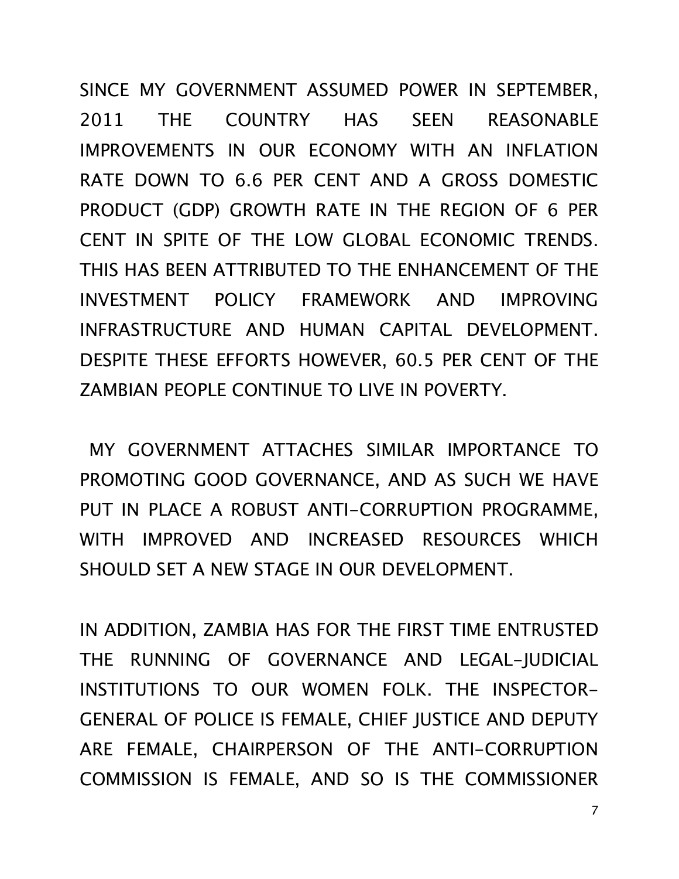SINCE MY GOVERNMENT ASSUMED POWER IN SEPTEMBER, 2011 THE COUNTRY HAS SEEN REASONABLE IMPROVEMENTS IN OUR ECONOMY WITH AN INFLATION RATE DOWN TO 6.6 PER CENT AND A GROSS DOMESTIC PRODUCT (GDP) GROWTH RATE IN THE REGION OF 6 PER CENT IN SPITE OF THE LOW GLOBAL ECONOMIC TRENDS. THIS HAS BEEN ATTRIBUTED TO THE ENHANCEMENT OF THE INVESTMENT POLICY FRAMEWORK AND IMPROVING INFRASTRUCTURE AND HUMAN CAPITAL DEVELOPMENT. DESPITE THESE EFFORTS HOWEVER, 60.5 PER CENT OF THE ZAMBIAN PEOPLE CONTINUE TO LIVE IN POVERTY.

MY GOVERNMENT ATTACHES SIMILAR IMPORTANCE TO PROMOTING GOOD GOVERNANCE, AND AS SUCH WE HAVE PUT IN PLACE A ROBUST ANTI-CORRUPTION PROGRAMME, WITH IMPROVED AND INCREASED RESOURCES WHICH SHOULD SET A NEW STAGE IN OUR DEVELOPMENT.

IN ADDITION, ZAMBIA HAS FOR THE FIRST TIME ENTRUSTED THE RUNNING OF GOVERNANCE AND LEGAL-JUDICIAL INSTITUTIONS TO OUR WOMEN FOLK. THE INSPECTOR-GENERAL OF POLICE IS FEMALE, CHIEF JUSTICE AND DEPUTY ARE FEMALE, CHAIRPERSON OF THE ANTI-CORRUPTION COMMISSION IS FEMALE, AND SO IS THE COMMISSIONER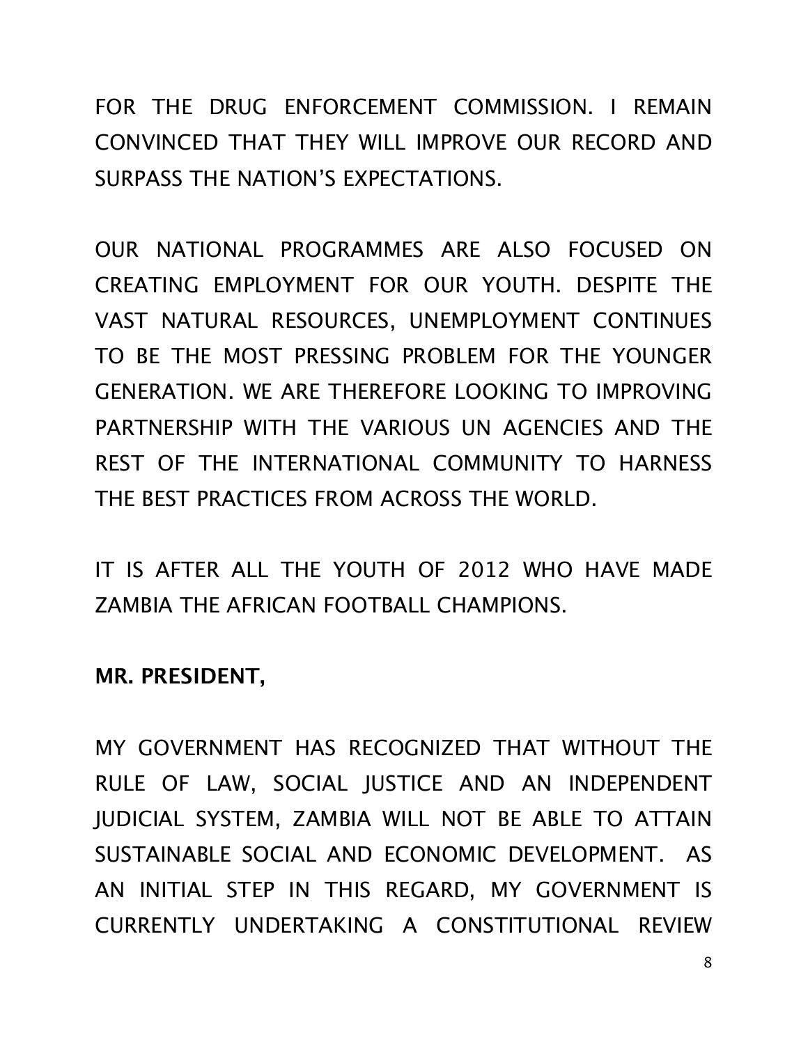FOR THE DRUG ENFORCEMENT COMMISSION. I REMAIN CONVINCED THAT THEY WILL IMPROVE OUR RECORD AND SURPASS THE NATION'S EXPECTATIONS.

OUR NATIONAL PROGRAMMES ARE ALSO FOCUSED ON CREATING EMPLOYMENT FOR OUR YOUTH. DESPITE THE VAST NATURAL RESOURCES, UNEMPLOYMENT CONTINUES TO BE THE MOST PRESSING PROBLEM FOR THE YOUNGER GENERATION. WE ARE THEREFORE LOOKING TO IMPROVING PARTNERSHIP WITH THE VARIOUS UN AGENCIES AND THE REST OF THE INTERNATIONAL COMMUNITY TO HARNESS THE BEST PRACTICES FROM ACROSS THE WORLD.

IT IS AFTER ALL THE YOUTH OF 2012 WHO HAVE MADE ZAMBIA THE AFRICAN FOOTBALL CHAMPIONS.

**MR. PRESIDENT,**

MY GOVERNMENT HAS RECOGNIZED THAT WITHOUT THE RULE OF LAW, SOCIAL JUSTICE AND AN INDEPENDENT JUDICIAL SYSTEM, ZAMBIA WILL NOT BE ABLE TO ATTAIN SUSTAINABLE SOCIAL AND ECONOMIC DEVELOPMENT. AS AN INITIAL STEP IN THIS REGARD, MY GOVERNMENT IS CURRENTLY UNDERTAKING A CONSTITUTIONAL REVIEW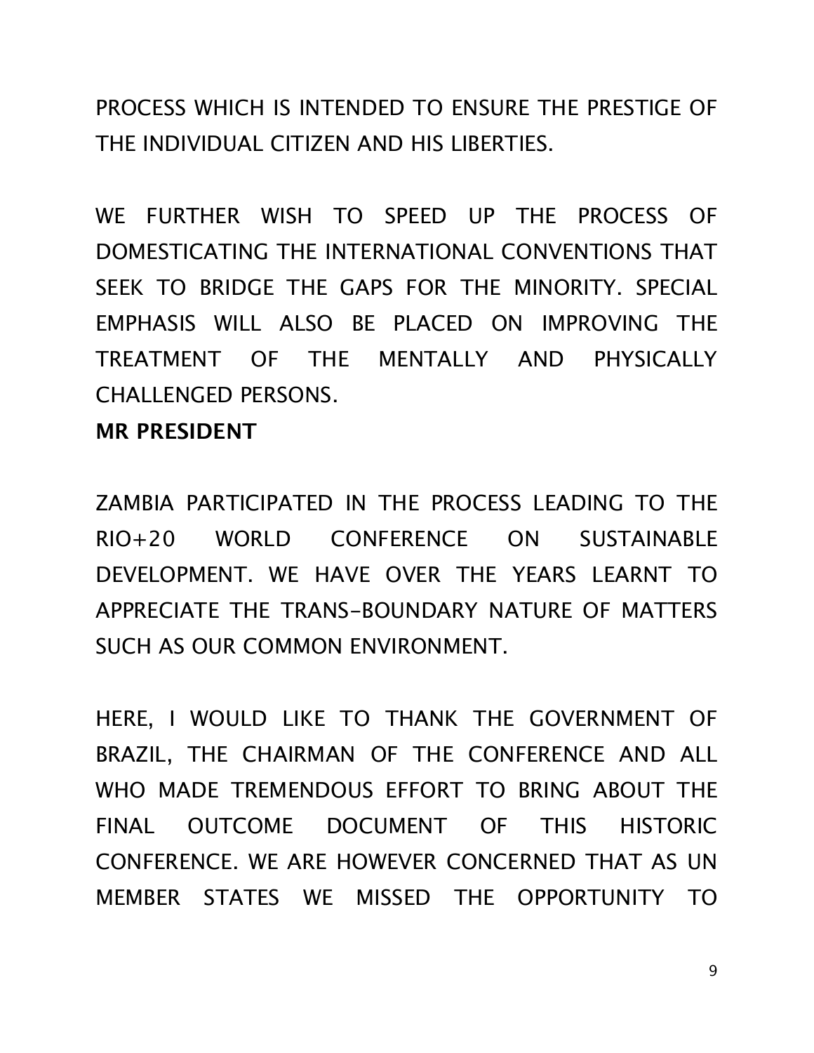PROCESS WHICH IS INTENDED TO ENSURE THE PRESTIGE OF THE INDIVIDUAL CITIZEN AND HIS LIBERTIES.

WE FURTHER WISH TO SPEED UP THE PROCESS OF DOMESTICATING THE INTERNATIONAL CONVENTIONS THAT SEEK TO BRIDGE THE GAPS FOR THE MINORITY. SPECIAL EMPHASIS WILL ALSO BE PLACED ON IMPROVING THE TREATMENT OF THE MENTALLY AND PHYSICALLY CHALLENGED PERSONS.

**MR PRESIDENT**

ZAMBIA PARTICIPATED IN THE PROCESS LEADING TO THE RIO+20 WORLD CONFERENCE ON SUSTAINABLE DEVELOPMENT. WE HAVE OVER THE YEARS LEARNT TO APPRECIATE THE TRANS-BOUNDARY NATURE OF MATTERS SUCH AS OUR COMMON ENVIRONMENT.

HERE, I WOULD LIKE TO THANK THE GOVERNMENT OF BRAZIL, THE CHAIRMAN OF THE CONFERENCE AND ALL WHO MADE TREMENDOUS EFFORT TO BRING ABOUT THE FINAL OUTCOME DOCUMENT OF THIS HISTORIC CONFERENCE. WE ARE HOWEVER CONCERNED THAT AS UN MEMBER STATES WE MISSED THE OPPORTUNITY TO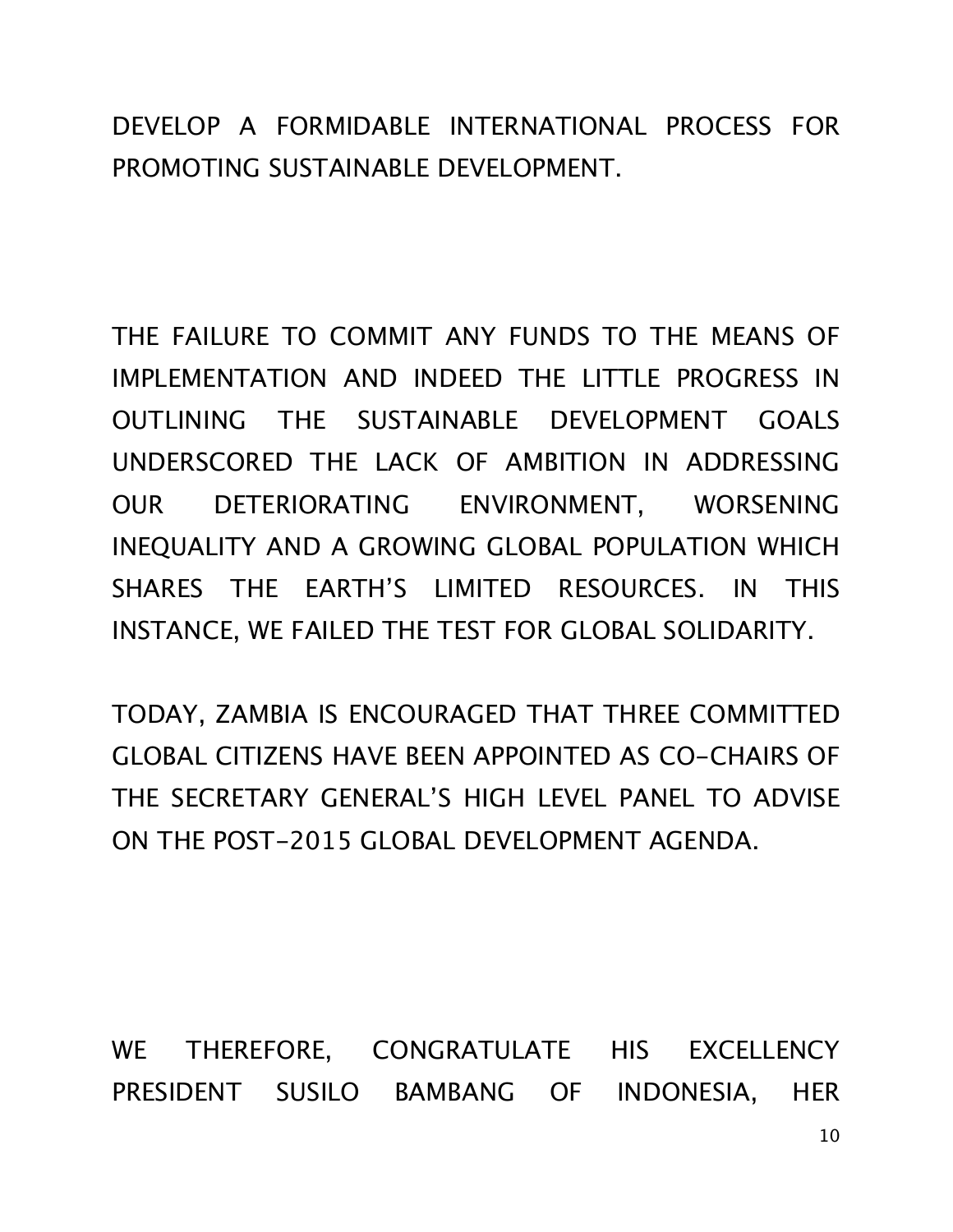DEVELOP A FORMIDABLE INTERNATIONAL PROCESS FOR PROMOTING SUSTAINABLE DEVELOPMENT.

THE FAILURE TO COMMIT ANY FUNDS TO THE MEANS OF IMPLEMENTATION AND INDEED THE LITTLE PROGRESS IN OUTLINING THE SUSTAINABLE DEVELOPMENT GOALS UNDERSCORED THE LACK OF AMBITION IN ADDRESSING OUR DETERIORATING ENVIRONMENT, WORSENING INEQUALITY AND A GROWING GLOBAL POPULATION WHICH SHARES THE EARTH'S LIMITED RESOURCES. IN THIS INSTANCE, WE FAILED THE TEST FOR GLOBAL SOLIDARITY.

TODAY, ZAMBIA IS ENCOURAGED THAT THREE COMMITTED GLOBAL CITIZENS HAVE BEEN APPOINTED AS CO-CHAIRS OF THE SECRETARY GENERAL'S HIGH LEVEL PANEL TO ADVISE ON THE POST-2015 GLOBAL DEVELOPMENT AGENDA.

WE THEREFORE, CONGRATULATE HIS EXCELLENCY PRESIDENT SUSILO BAMBANG OF INDONESIA, HER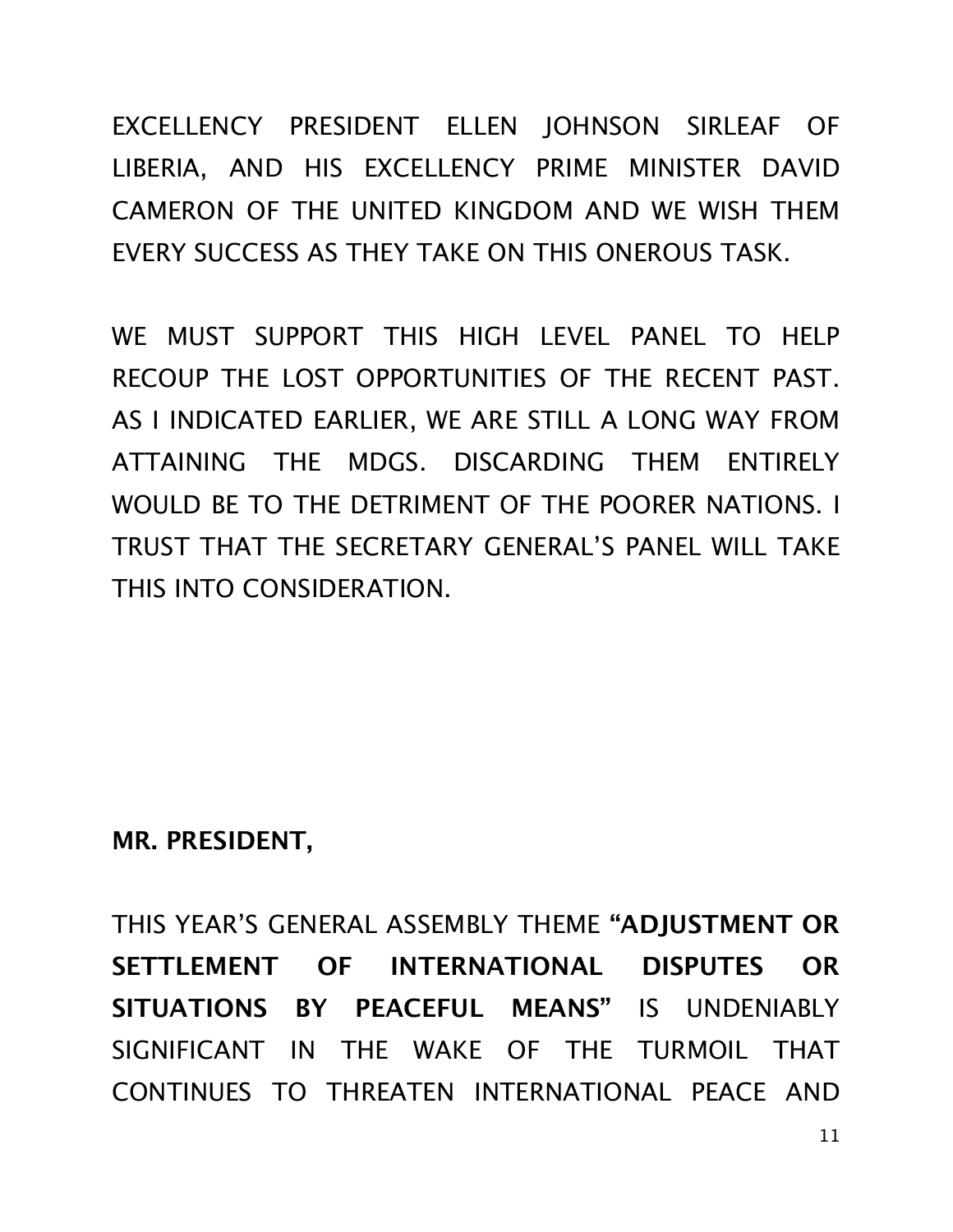EXCELLENCY PRESIDENT ELLEN JOHNSON SIRLEAF OF LIBERIA, AND HIS EXCELLENCY PRIME MINISTER DAVID CAMERON OF THE UNITED KINGDOM AND WE WISH THEM EVERY SUCCESS AS THEY TAKE ON THIS ONEROUS TASK.

WE MUST SUPPORT THIS HIGH LEVEL PANEL TO HELP RECOUP THE LOST OPPORTUNITIES OF THE RECENT PAST. AS I INDICATED EARLIER, WE ARE STILL A LONG WAY FROM ATTAINING THE MDGS. DISCARDING THEM ENTIRELY WOULD BE TO THE DETRIMENT OF THE POORER NATIONS. I TRUST THAT THE SECRETARY GENERAL'S PANEL WILL TAKE THIS INTO CONSIDERATION.

**MR. PRESIDENT,**

THIS YEAR'S GENERAL ASSEMBLY THEME **"ADJUSTMENT OR SETTLEMENT OF INTERNATIONAL DISPUTES OR SITUATIONS BY PEACEFUL MEANS"** IS UNDENIABLY SIGNIFICANT IN THE WAKE OF THE TURMOIL THAT CONTINUES TO THREATEN INTERNATIONAL PEACE AND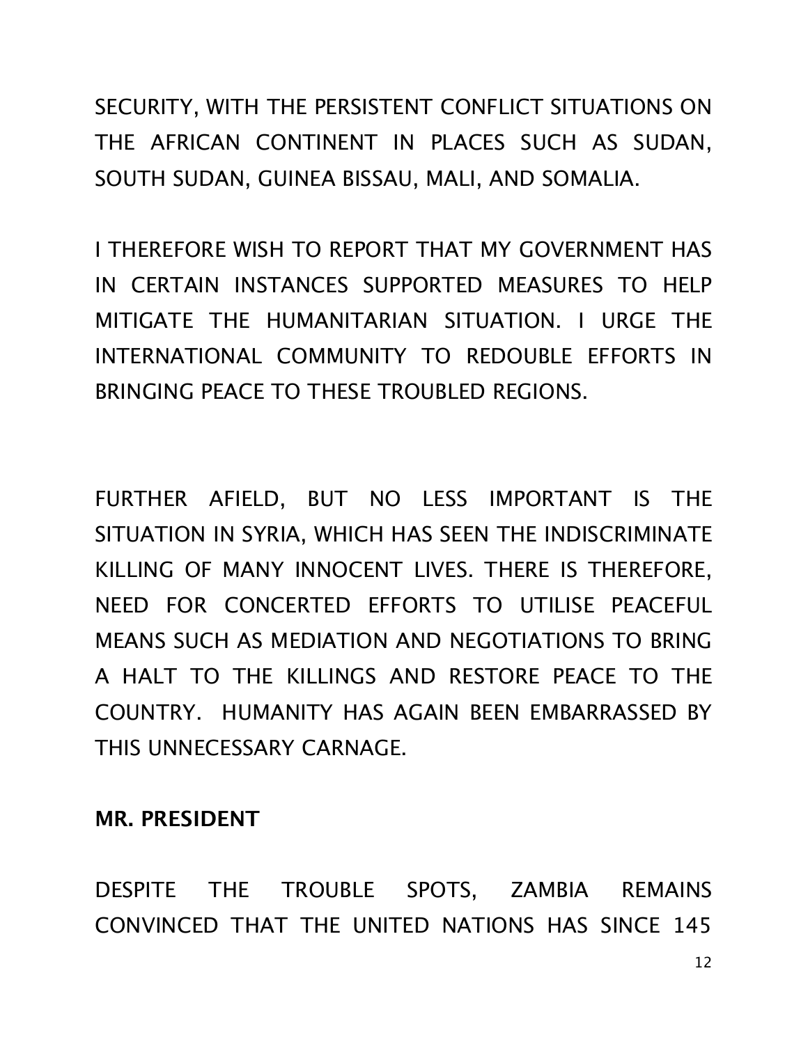SECURITY, WITH THE PERSISTENT CONFLICT SITUATIONS ON THE AFRICAN CONTINENT IN PLACES SUCH AS SUDAN, SOUTH SUDAN, GUINEA BISSAU, MALI, AND SOMALIA.

I THEREFORE WISH TO REPORT THAT MY GOVERNMENT HAS IN CERTAIN INSTANCES SUPPORTED MEASURES TO HELP MITIGATE THE HUMANITARIAN SITUATION. I URGE THE INTERNATIONAL COMMUNITY TO REDOUBLE EFFORTS IN BRINGING PEACE TO THESE TROUBLED REGIONS.

FURTHER AFIELD, BUT NO LESS IMPORTANT IS THE SITUATION IN SYRIA, WHICH HAS SEEN THE INDISCRIMINATE KILLING OF MANY INNOCENT LIVES. THERE IS THEREFORE, NEED FOR CONCERTED EFFORTS TO UTILISE PEACEFUL MEANS SUCH AS MEDIATION AND NEGOTIATIONS TO BRING A HALT TO THE KILLINGS AND RESTORE PEACE TO THE COUNTRY. HUMANITY HAS AGAIN BEEN EMBARRASSED BY THIS UNNECESSARY CARNAGE.

**MR. PRESIDENT**

DESPITE THE TROUBLE SPOTS, ZAMBIA REMAINS CONVINCED THAT THE UNITED NATIONS HAS SINCE 145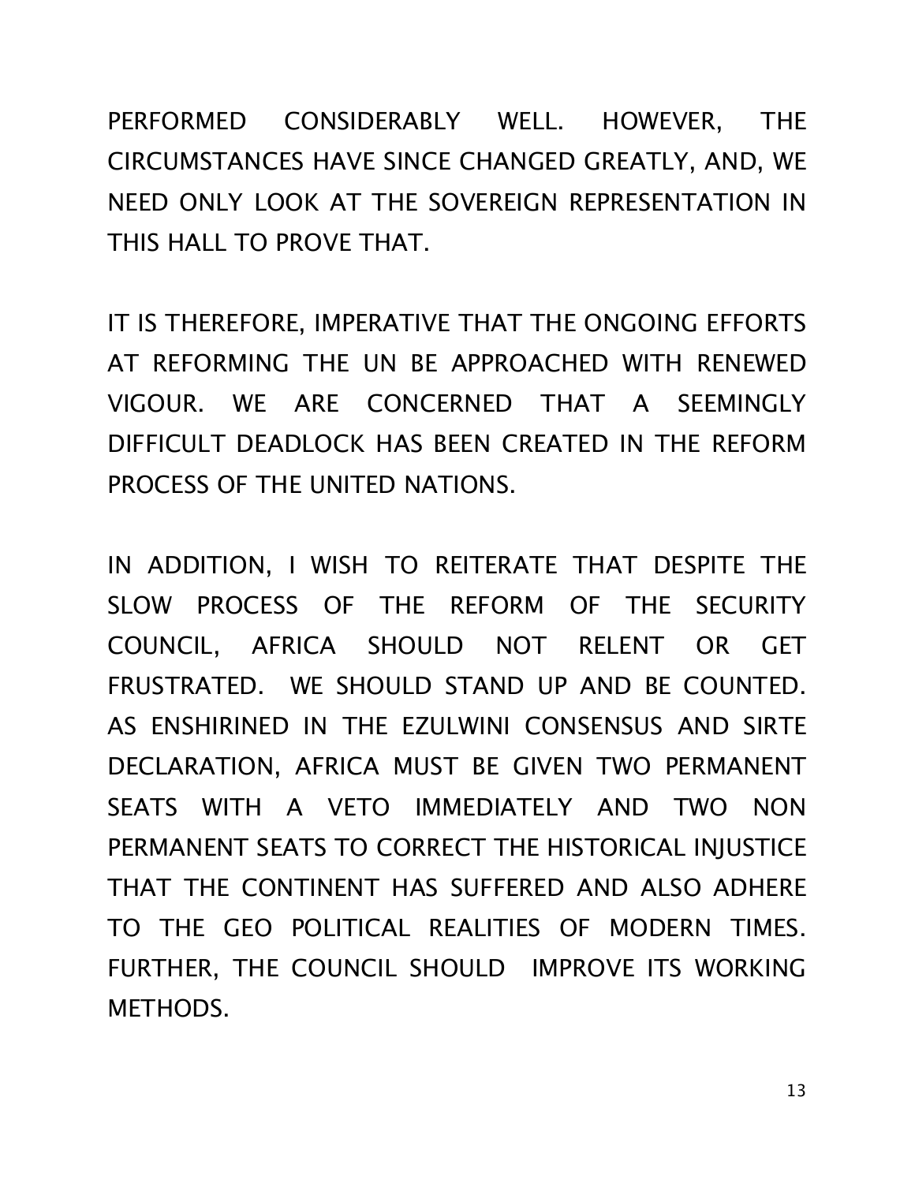PERFORMED CONSIDERABLY WELL. HOWEVER, THE CIRCUMSTANCES HAVE SINCE CHANGED GREATLY, AND, WE NEED ONLY LOOK AT THE SOVEREIGN REPRESENTATION IN THIS HALL TO PROVE THAT.

IT IS THEREFORE, IMPERATIVE THAT THE ONGOING EFFORTS AT REFORMING THE UN BE APPROACHED WITH RENEWED VIGOUR. WE ARE CONCERNED THAT A SEEMINGLY DIFFICULT DEADLOCK HAS BEEN CREATED IN THE REFORM PROCESS OF THE UNITED NATIONS.

IN ADDITION, I WISH TO REITERATE THAT DESPITE THE SLOW PROCESS OF THE REFORM OF THE SECURITY COUNCIL, AFRICA SHOULD NOT RELENT OR GET FRUSTRATED. WE SHOULD STAND UP AND BE COUNTED. AS ENSHIRINED IN THE EZULWINI CONSENSUS AND SIRTE DECLARATION, AFRICA MUST BE GIVEN TWO PERMANENT SEATS WITH A VETO IMMEDIATELY AND TWO NON PERMANENT SEATS TO CORRECT THE HISTORICAL INJUSTICE THAT THE CONTINENT HAS SUFFERED AND ALSO ADHERE TO THE GEO POLITICAL REALITIES OF MODERN TIMES. FURTHER, THE COUNCIL SHOULD IMPROVE ITS WORKING METHODS.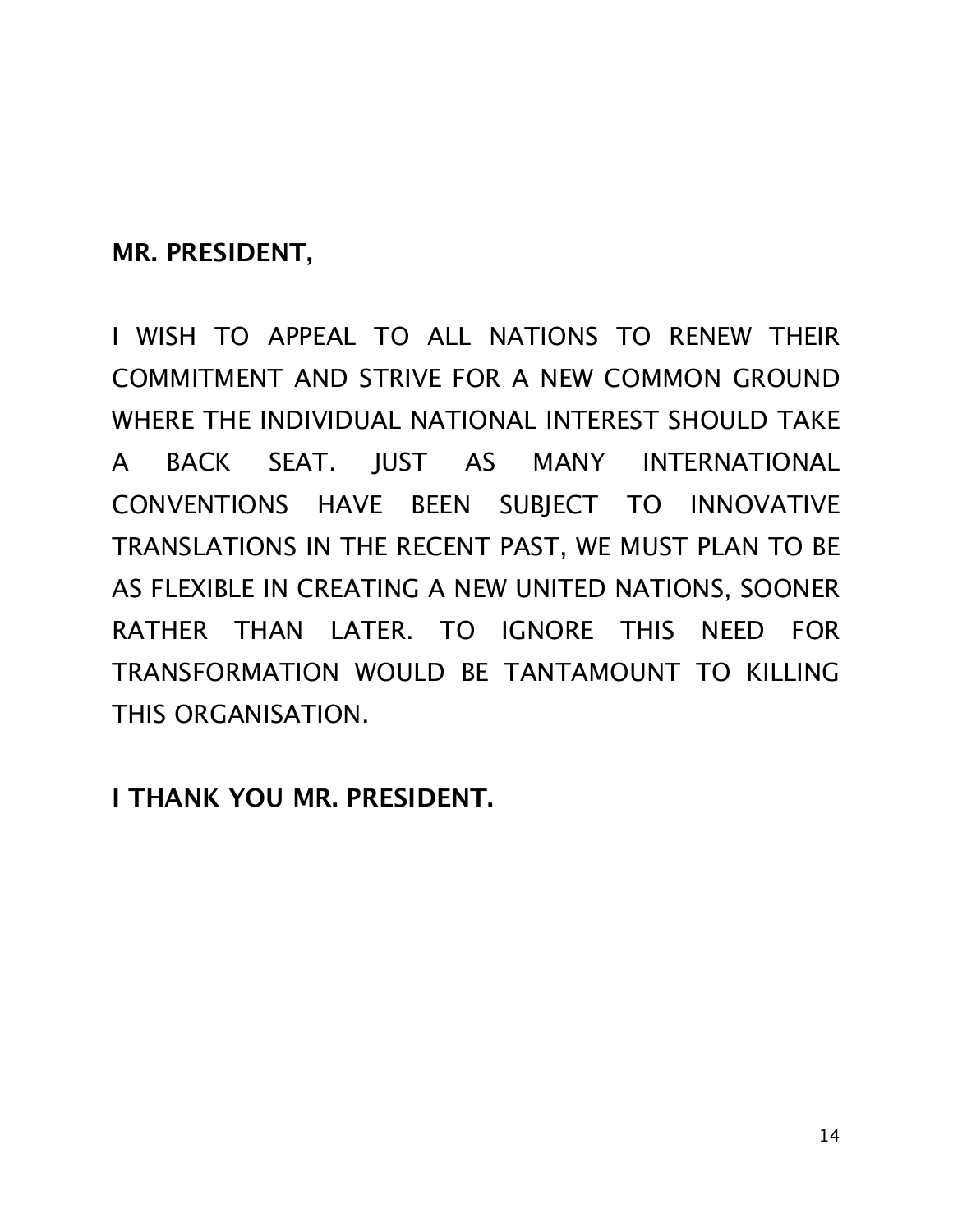**MR. PRESIDENT,**

I WISH TO APPEAL TO ALL NATIONS TO RENEW THEIR COMMITMENT AND STRIVE FOR A NEW COMMON GROUND WHERE THE INDIVIDUAL NATIONAL INTEREST SHOULD TAKE A BACK SEAT. JUST AS MANY INTERNATIONAL CONVENTIONS HAVE BEEN SUBJECT TO INNOVATIVE TRANSLATIONS IN THE RECENT PAST, WE MUST PLAN TO BE AS FLEXIBLE IN CREATING A NEW UNITED NATIONS, SOONER RATHER THAN LATER. TO IGNORE THIS NEED FOR TRANSFORMATION WOULD BE TANTAMOUNT TO KILLING THIS ORGANISATION.

**I THANK YOU MR. PRESIDENT.**